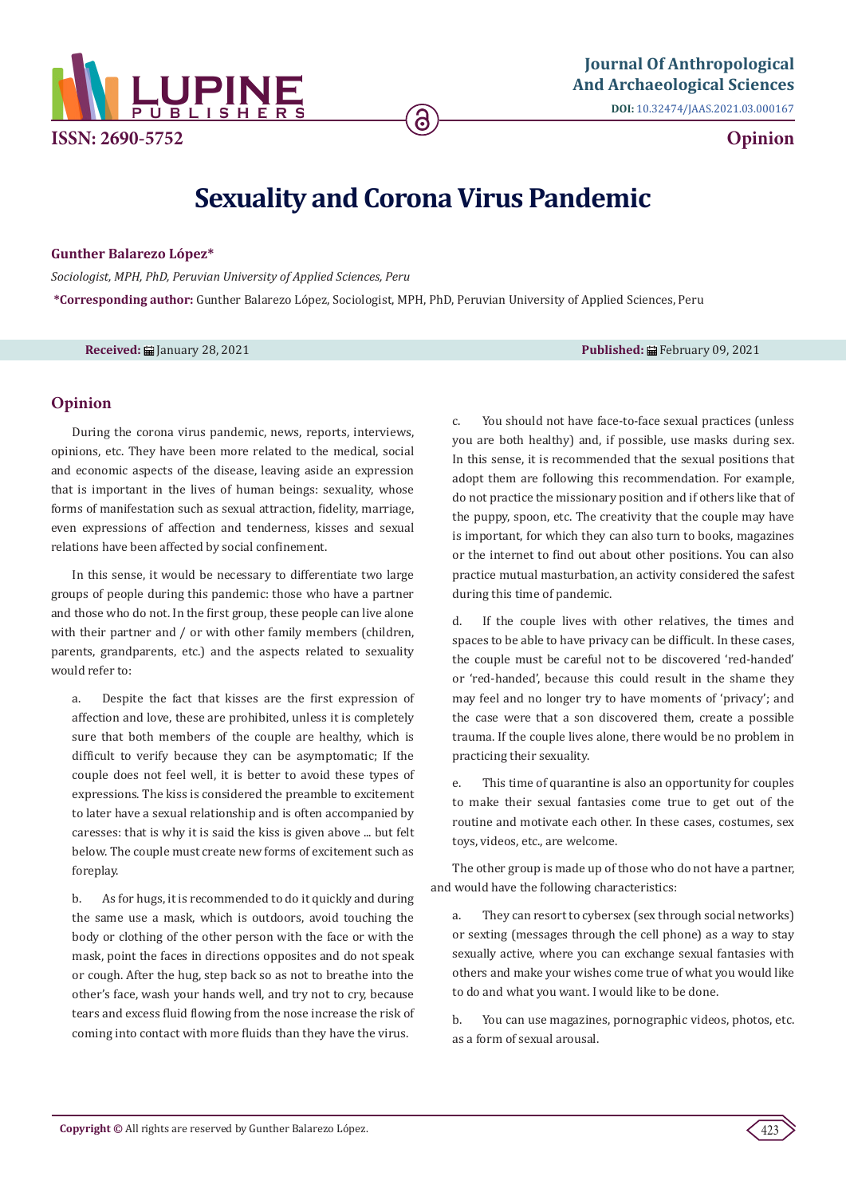Journal Of Anthropological And Archaeological Sciences

DOI: 10.32474/JAAS.2021.03.000167

ISSN: 2690-5752

Opinion

# Sexuality and Corona Virus Pandemic

**Gunther Balarezo López***

*Sociologist, MPH, PhD, Peruvian University of Applied Sciences, Peru*

***Corresponding author:** Gunther Balarezo López, Sociologist, MPH, PhD, Peruvian University of Applied Sciences, Peru

**Received:** January 28, 2021 **Published:** February 09, 2021

## Opinion

During the corona virus pandemic, news, reports, interviews, opinions, etc. They have been more related to the medical, social and economic aspects of the disease, leaving aside an expression that is important in the lives of human beings: sexuality, whose forms of manifestation such as sexual attraction, fidelity, marriage, even expressions of affection and tenderness, kisses and sexual relations have been affected by social confinement.

In this sense, it would be necessary to differentiate two large groups of people during this pandemic: those who have a partner and those who do not. In the first group, these people can live alone with their partner and / or with other family members (children, parents, grandparents, etc.) and the aspects related to sexuality would refer to:

a. Despite the fact that kisses are the first expression of affection and love, these are prohibited, unless it is completely sure that both members of the couple are healthy, which is difficult to verify because they can be asymptomatic; If the couple does not feel well, it is better to avoid these types of expressions. The kiss is considered the preamble to excitement to later have a sexual relationship and is often accompanied by caresses: that is why it is said the kiss is given above ... but felt below. The couple must create new forms of excitement such as foreplay.

b. As for hugs, it is recommended to do it quickly and during the same use a mask, which is outdoors, avoid touching the body or clothing of the other person with the face or with the mask, point the faces in directions opposites and do not speak or cough. After the hug, step back so as not to breathe into the other's face, wash your hands well, and try not to cry, because tears and excess fluid flowing from the nose increase the risk of coming into contact with more fluids than they have the virus.

c. You should not have face-to-face sexual practices (unless you are both healthy) and, if possible, use masks during sex. In this sense, it is recommended that the sexual positions that adopt them are following this recommendation. For example, do not practice the missionary position and if others like that of the puppy, spoon, etc. The creativity that the couple may have is important, for which they can also turn to books, magazines or the internet to find out about other positions. You can also practice mutual masturbation, an activity considered the safest during this time of pandemic.

d. If the couple lives with other relatives, the times and spaces to be able to have privacy can be difficult. In these cases, the couple must be careful not to be discovered 'red-handed' or 'red-handed', because this could result in the shame they may feel and no longer try to have moments of 'privacy'; and the case were that a son discovered them, create a possible trauma. If the couple lives alone, there would be no problem in practicing their sexuality.

e. This time of quarantine is also an opportunity for couples to make their sexual fantasies come true to get out of the routine and motivate each other. In these cases, costumes, sex toys, videos, etc., are welcome.

The other group is made up of those who do not have a partner, and would have the following characteristics:

a. They can resort to cybersex (sex through social networks) or sexting (messages through the cell phone) as a way to stay sexually active, where you can exchange sexual fantasies with others and make your wishes come true of what you would like to do and what you want. I would like to be done.

b. You can use magazines, pornographic videos, photos, etc. as a form of sexual arousal.

**Copyright ©** All rights are reserved by Gunther Balarezo López.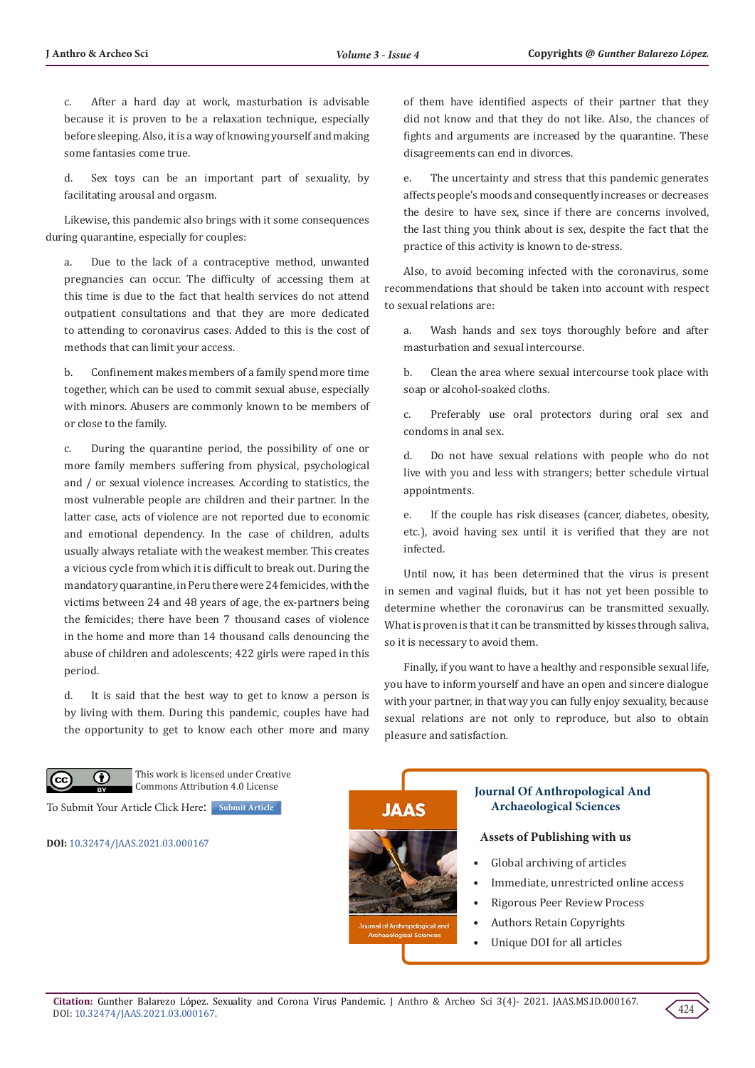c. After a hard day at work, masturbation is advisable because it is proven to be a relaxation technique, especially before sleeping. Also, it is a way of knowing yourself and making some fantasies come true.

d. Sex toys can be an important part of sexuality, by facilitating arousal and orgasm.

Likewise, this pandemic also brings with it some consequences during quarantine, especially for couples:

a. Due to the lack of a contraceptive method, unwanted pregnancies can occur. The difficulty of accessing them at this time is due to the fact that health services do not attend outpatient consultations and that they are more dedicated to attending to coronavirus cases. Added to this is the cost of methods that can limit your access.

b. Confinement makes members of a family spend more time together, which can be used to commit sexual abuse, especially with minors. Abusers are commonly known to be members of or close to the family.

c. During the quarantine period, the possibility of one or more family members suffering from physical, psychological and / or sexual violence increases. According to statistics, the most vulnerable people are children and their partner. In the latter case, acts of violence are not reported due to economic and emotional dependency. In the case of children, adults usually always retaliate with the weakest member. This creates a vicious cycle from which it is difficult to break out. During the mandatory quarantine, in Peru there were 24 femicides, with the victims between 24 and 48 years of age, the ex-partners being the femicides; there have been 7 thousand cases of violence in the home and more than 14 thousand calls denouncing the abuse of children and adolescents; 422 girls were raped in this period.

d. It is said that the best way to get to know a person is by living with them. During this pandemic, couples have had the opportunity to get to know each other more and many of them have identified aspects of their partner that they did not know and that they do not like. Also, the chances of fights and arguments are increased by the quarantine. These disagreements can end in divorces.

e. The uncertainty and stress that this pandemic generates affects people's moods and consequently increases or decreases the desire to have sex, since if there are concerns involved, the last thing you think about is sex, despite the fact that the practice of this activity is known to de-stress.

Also, to avoid becoming infected with the coronavirus, some recommendations that should be taken into account with respect to sexual relations are:

a. Wash hands and sex toys thoroughly before and after masturbation and sexual intercourse.

b. Clean the area where sexual intercourse took place with soap or alcohol-soaked cloths.

c. Preferably use oral protectors during oral sex and condoms in anal sex.

d. Do not have sexual relations with people who do not live with you and less with strangers; better schedule virtual appointments.

e. If the couple has risk diseases (cancer, diabetes, obesity, etc.), avoid having sex until it is verified that they are not infected.

Until now, it has been determined that the virus is present in semen and vaginal fluids, but it has not yet been possible to determine whether the coronavirus can be transmitted sexually. What is proven is that it can be transmitted by kisses through saliva, so it is necessary to avoid them.

Finally, if you want to have a healthy and responsible sexual life, you have to inform yourself and have an open and sincere dialogue with your partner, in that way you can fully enjoy sexuality, because sexual relations are not only to reproduce, but also to obtain pleasure and satisfaction.

This work is licensed under Creative Commons Attribution 4.0 License

To Submit Your Article Click Here: Submit Article

**DOI:** 10.32474/JAAS.2021.03.000167

**Journal Of Anthropological And Archaeological Sciences**

**Assets of Publishing with us**

- Global archiving of articles
- Immediate, unrestricted online access
- Rigorous Peer Review Process
- Authors Retain Copyrights
- Unique DOI for all articles

**Citation:** Gunther Balarezo López. Sexuality and Corona Virus Pandemic. J Anthro & Archeo Sci 3(4)- 2021. JAAS.MS.ID.000167. DOI: 10.32474/JAAS.2021.03.000167.